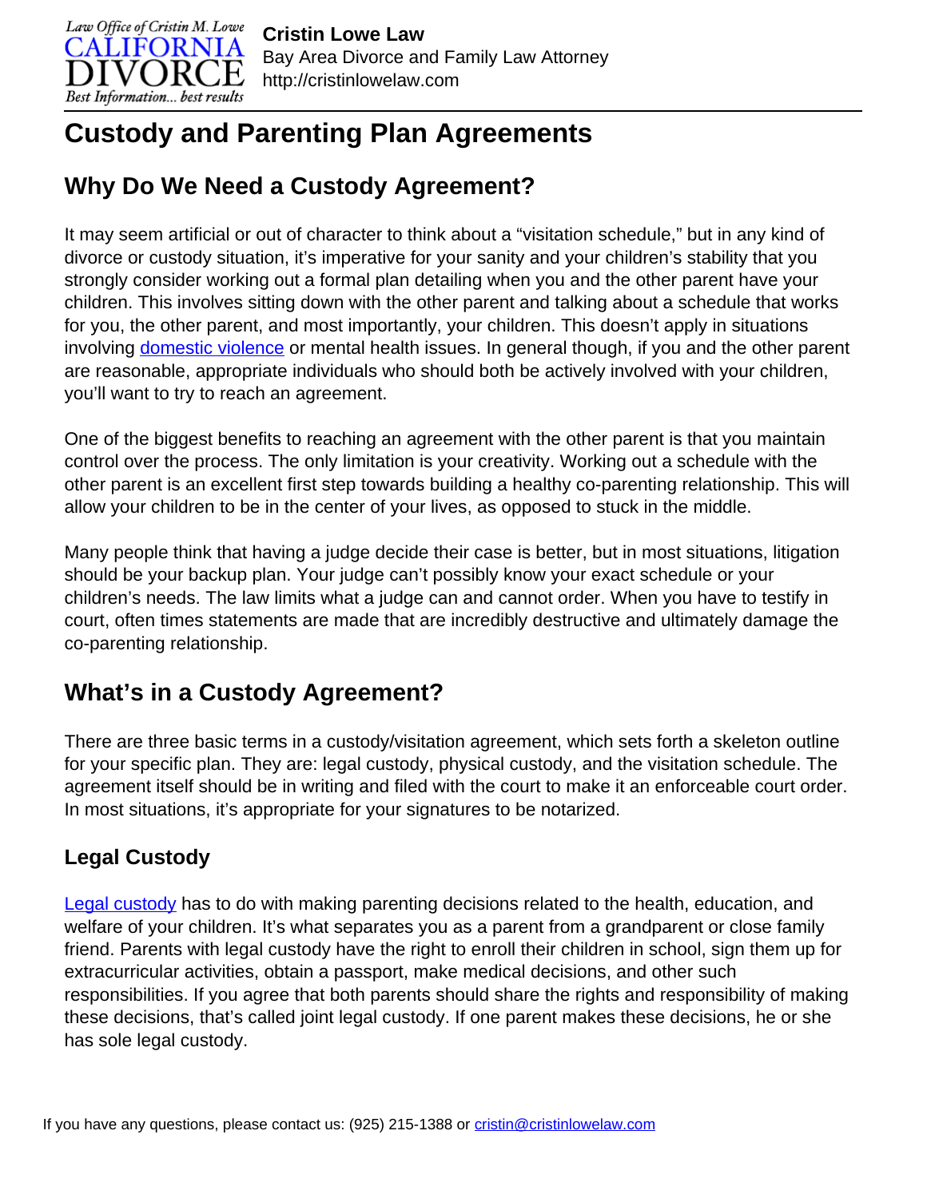# Custody and Parenting Plan Agreements

## Why Do We Need a Custody Agreement?

It may seem artificial or out of character to think about a "visitation schedule," but in any kind of divorce or custody situation, it's imperative for your sanity and your children's stability that you strongly consider working out a formal plan detailing when you and the other parent have your children. This involves sitting down with the other parent and talking about a schedule that works for you, the other parent, and most importantly, your children. This doesn't apply in situations involving domestic violence or mental health issues. In general though, if you and the other parent are reasonable, appropriate individuals who should both be actively involved with your children, you'll want to try to reach an agreement.

One of the biggest benefits to reaching an agreement with the other parent is that you maintain control over the process. The only limitation is your creativity. Working out a schedule with the other parent is an excellent first step towards building a healthy co-parenting relationship. This will allow your children to be in the center of your lives, as opposed to stuck in the middle.

Many people think that having a judge decide their case is better, but in most situations, litigation should be your backup plan. Your judge can't possibly know your exact schedule or your children's needs. The law limits what a judge can and cannot order. When you have to testify in court, often times statements are made that are incredibly destructive and ultimately damage the co-parenting relationship.

## What's in a Custody Agreement?

There are three basic terms in a custody/visitation agreement, which sets forth a skeleton outline for your specific plan. They are: legal custody, physical custody, and the visitation schedule. The agreement itself should be in writing and filed with the court to make it an enforceable court order. In most situations, it's appropriate for your signatures to be notarized.

### Legal Custody

Legal custody has to do with making parenting decisions related to the health, education, and welfare of your children. It's what separates you as a parent from a grandparent or close family friend. Parents with legal custody have the right to enroll their children in school, sign them up for extracurricular activities, obtain a passport, make medical decisions, and other such responsibilities. If you agree that both parents should share the rights and responsibility of making these decisions, that's called joint legal custody. If one parent makes these decisions, he or she has sole legal custody.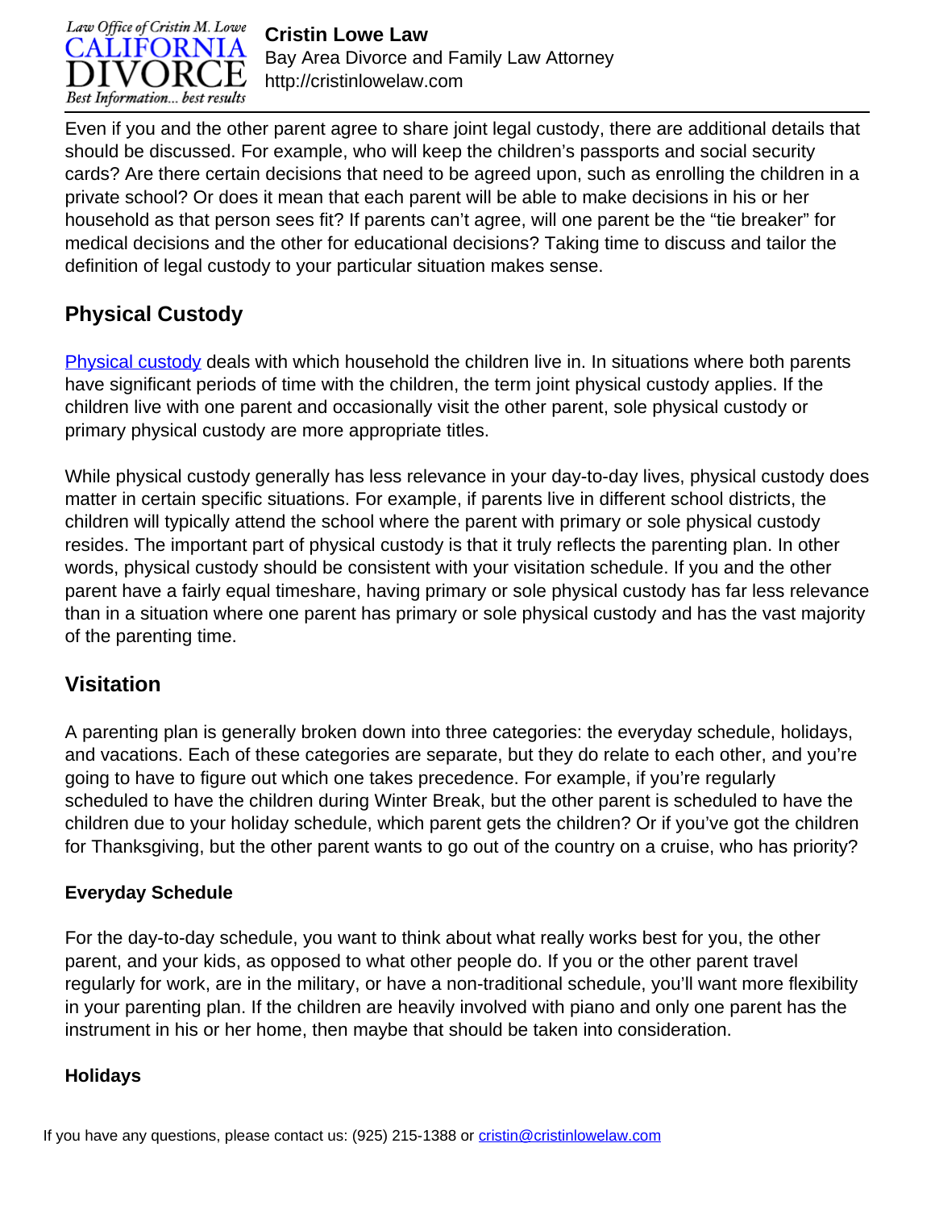Even if you and the other parent agree to share joint legal custody, there are additional details that should be discussed. For example, who will keep the children's passports and social security cards? Are there certain decisions that need to be agreed upon, such as enrolling the children in a private school? Or does it mean that each parent will be able to make decisions in his or her household as that person sees fit? If parents can't agree, will one parent be the "tie breaker" for medical decisions and the other for educational decisions? Taking time to discuss and tailor the definition of legal custody to your particular situation makes sense.

## Physical Custody

[Physical custody](#) deals with which household the children live in. In situations where both parents have significant periods of time with the children, the term joint physical custody applies. If the children live with one parent and occasionally visit the other parent, sole physical custody or primary physical custody are more appropriate titles.

While physical custody generally has less relevance in your day-to-day lives, physical custody does matter in certain specific situations. For example, if parents live in different school districts, the children will typically attend the school where the parent with primary or sole physical custody resides. The important part of physical custody is that it truly reflects the parenting plan. In other words, physical custody should be consistent with your visitation schedule. If you and the other parent have a fairly equal timeshare, having primary or sole physical custody has far less relevance than in a situation where one parent has primary or sole physical custody and has the vast majority of the parenting time.

## Visitation

A parenting plan is generally broken down into three categories: the everyday schedule, holidays, and vacations. Each of these categories are separate, but they do relate to each other, and you're going to have to figure out which one takes precedence. For example, if you're regularly scheduled to have the children during Winter Break, but the other parent is scheduled to have the children due to your holiday schedule, which parent gets the children? Or if you've got the children for Thanksgiving, but the other parent wants to go out of the country on a cruise, who has priority?

### Everyday Schedule

For the day-to-day schedule, you want to think about what really works best for you, the other parent, and your kids, as opposed to what other people do. If you or the other parent travel regularly for work, are in the military, or have a non-traditional schedule, you'll want more flexibility in your parenting plan. If the children are heavily involved with piano and only one parent has the instrument in his or her home, then maybe that should be taken into consideration.

### Holidays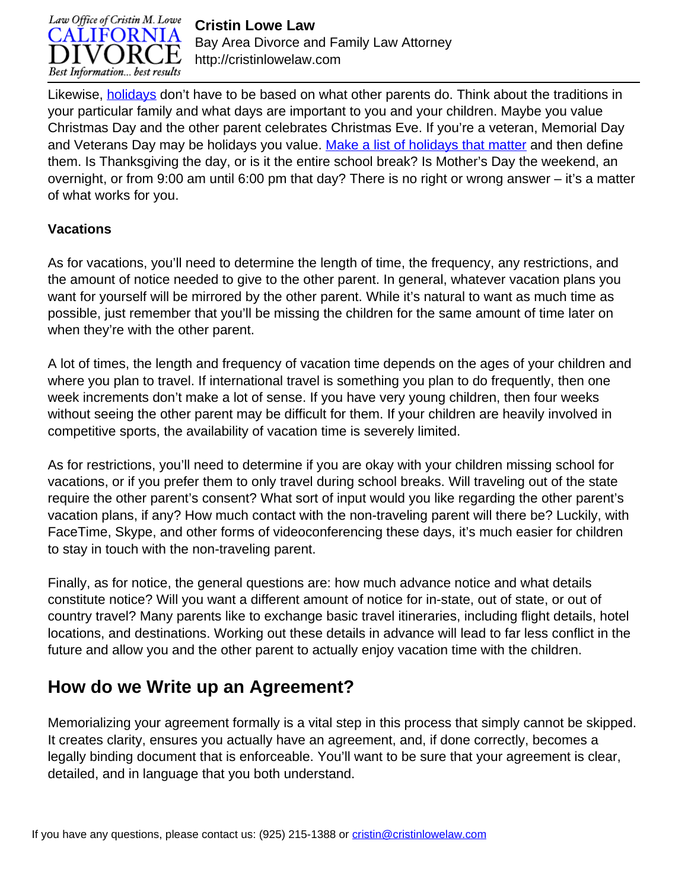Likewise, [holidays]() don't have to be based on what other parents do. Think about the traditions in your particular family and what days are important to you and your children. Maybe you value Christmas Day and the other parent celebrates Christmas Eve. If you're a veteran, Memorial Day and Veterans Day may be holidays you value. [Make a list of holidays that matter]() and then define them. Is Thanksgiving the day, or is it the entire school break? Is Mother's Day the weekend, an overnight, or from 9:00 am until 6:00 pm that day? There is no right or wrong answer – it's a matter of what works for you.

**Vacations**

As for vacations, you'll need to determine the length of time, the frequency, any restrictions, and the amount of notice needed to give to the other parent. In general, whatever vacation plans you want for yourself will be mirrored by the other parent. While it's natural to want as much time as possible, just remember that you'll be missing the children for the same amount of time later on when they're with the other parent.

A lot of times, the length and frequency of vacation time depends on the ages of your children and where you plan to travel. If international travel is something you plan to do frequently, then one week increments don't make a lot of sense. If you have very young children, then four weeks without seeing the other parent may be difficult for them. If your children are heavily involved in competitive sports, the availability of vacation time is severely limited.

As for restrictions, you'll need to determine if you are okay with your children missing school for vacations, or if you prefer them to only travel during school breaks. Will traveling out of the state require the other parent's consent? What sort of input would you like regarding the other parent's vacation plans, if any? How much contact with the non-traveling parent will there be? Luckily, with FaceTime, Skype, and other forms of videoconferencing these days, it's much easier for children to stay in touch with the non-traveling parent.

Finally, as for notice, the general questions are: how much advance notice and what details constitute notice? Will you want a different amount of notice for in-state, out of state, or out of country travel? Many parents like to exchange basic travel itineraries, including flight details, hotel locations, and destinations. Working out these details in advance will lead to far less conflict in the future and allow you and the other parent to actually enjoy vacation time with the children.

## How do we Write up an Agreement?

Memorializing your agreement formally is a vital step in this process that simply cannot be skipped. It creates clarity, ensures you actually have an agreement, and, if done correctly, becomes a legally binding document that is enforceable. You'll want to be sure that your agreement is clear, detailed, and in language that you both understand.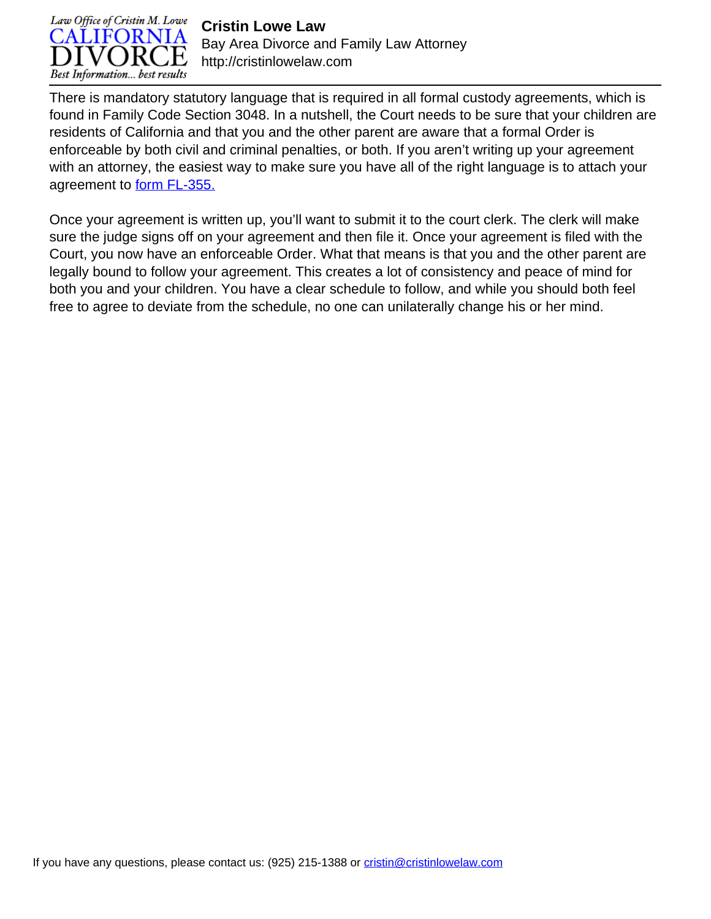There is mandatory statutory language that is required in all formal custody agreements, which is found in Family Code Section 3048. In a nutshell, the Court needs to be sure that your children are residents of California and that you and the other parent are aware that a formal Order is enforceable by both civil and criminal penalties, or both. If you aren't writing up your agreement with an attorney, the easiest way to make sure you have all of the right language is to attach your agreement to [form FL-355.]

Once your agreement is written up, you'll want to submit it to the court clerk. The clerk will make sure the judge signs off on your agreement and then file it. Once your agreement is filed with the Court, you now have an enforceable Order. What that means is that you and the other parent are legally bound to follow your agreement. This creates a lot of consistency and peace of mind for both you and your children. You have a clear schedule to follow, and while you should both feel free to agree to deviate from the schedule, no one can unilaterally change his or her mind.